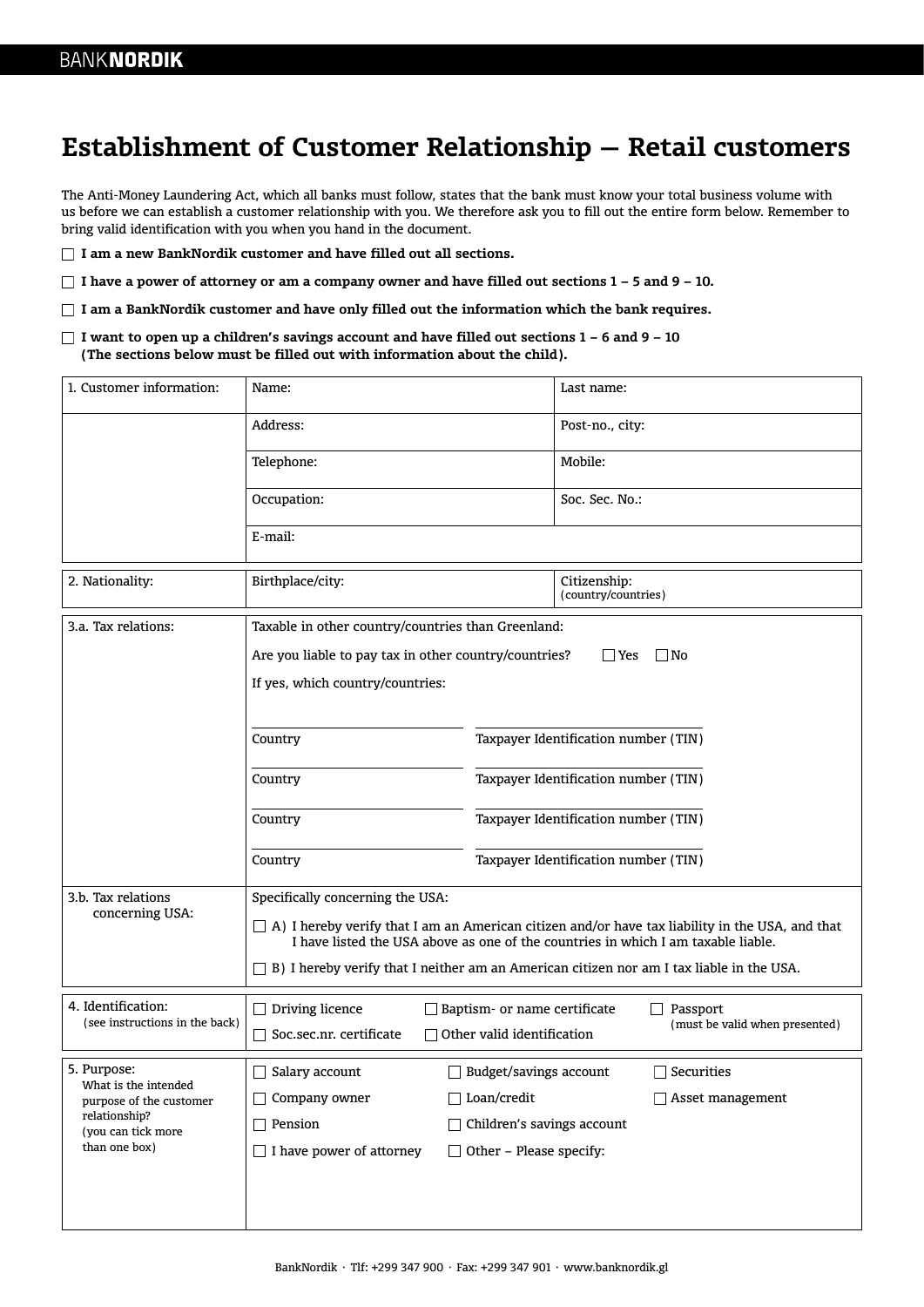BANK**NORDIK**

# Establishment of Customer Relationship – Retail customers

The Anti-Money Laundering Act, which all banks must follow, states that the bank must know your total business volume with us before we can establish a customer relationship with you. We therefore ask you to fill out the entire form below. Remember to bring valid identification with you when you hand in the document.

☐ **I am a new BankNordik customer and have filled out all sections.**

☐ **I have a power of attorney or am a company owner and have filled out sections 1 – 5 and 9 – 10.**

☐ **I am a BankNordik customer and have only filled out the information which the bank requires.**

☐ **I want to open up a children's savings account and have filled out sections 1 – 6 and 9 – 10 (The sections below must be filled out with information about the child).**

| 1. Customer information: | Name: | Last name: |
|---|---|---|
| | Address: | Post-no., city: |
| | Telephone: | Mobile: |
| | Occupation: | Soc. Sec. No.: |
| | E-mail: | |

| 2. Nationality: | Birthplace/city: | Citizenship: (country/countries) |
|---|---|---|

**3.a. Tax relations:**

Taxable in other country/countries than Greenland:

Are you liable to pay tax in other country/countries? ☐ Yes ☐ No

If yes, which country/countries:

| Country | Taxpayer Identification number (TIN) |
|---|---|
| | |
| | |
| | |
| | |

**3.b. Tax relations concerning USA:**

Specifically concerning the USA:

☐ A) I hereby verify that I am an American citizen and/or have tax liability in the USA, and that I have listed the USA above as one of the countries in which I am taxable liable.

☐ B) I hereby verify that I neither am an American citizen nor am I tax liable in the USA.

**4. Identification:** (see instructions in the back)

☐ Driving licence ☐ Baptism- or name certificate ☐ Passport (must be valid when presented)

☐ Soc.sec.nr. certificate ☐ Other valid identification

**5. Purpose:** What is the intended purpose of the customer relationship? (you can tick more than one box)

☐ Salary account ☐ Budget/savings account ☐ Securities

☐ Company owner ☐ Loan/credit ☐ Asset management

☐ Pension ☐ Children's savings account

☐ I have power of attorney ☐ Other – Please specify: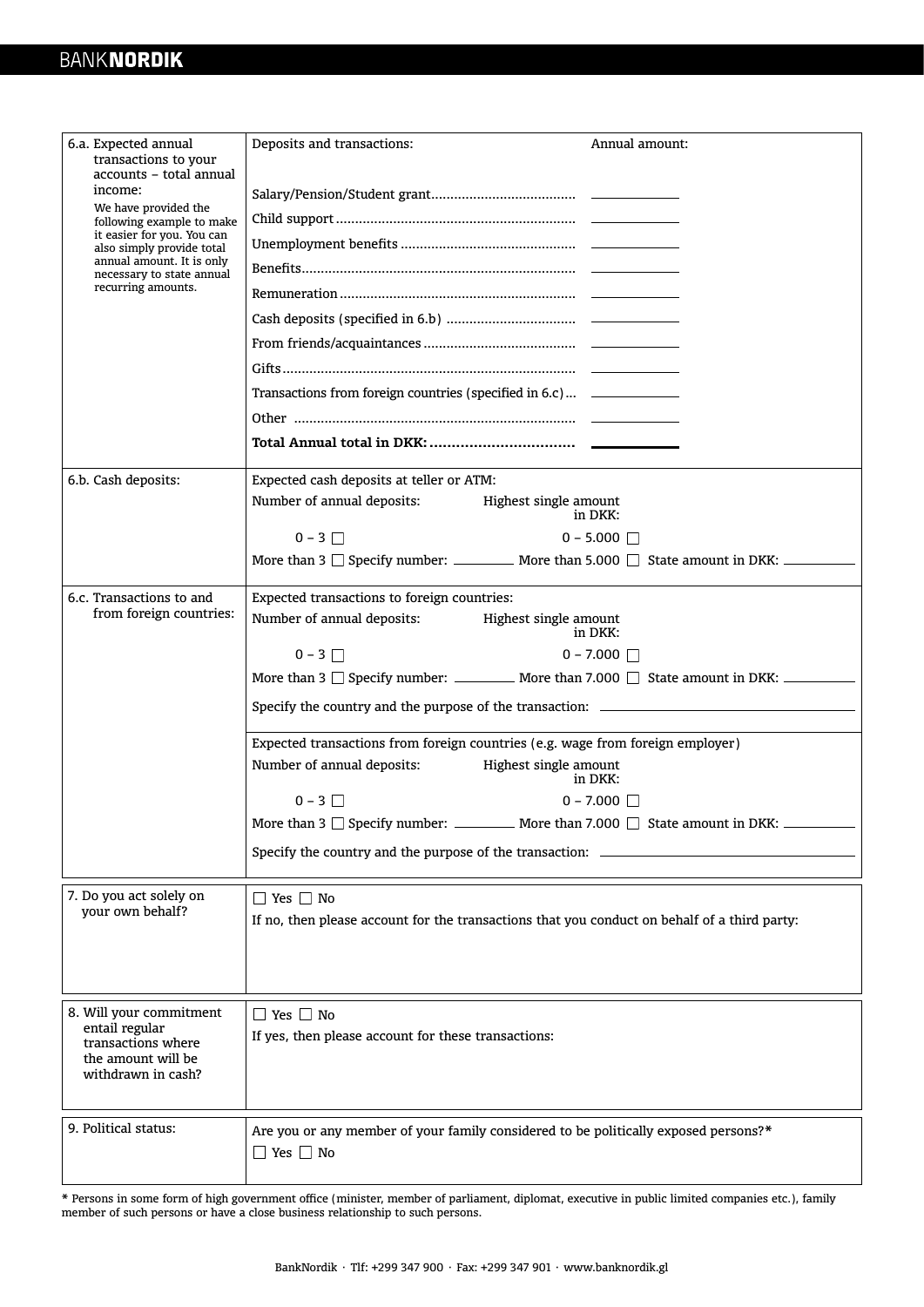| | | |
|---|---|---|
| 6.a. Expected annual transactions to your accounts – total annual income:<br>We have provided the following example to make it easier for you. You can also simply provide total annual amount. It is only necessary to state annual recurring amounts. | **Deposits and transactions:** | **Annual amount:** |
| | Salary/Pension/Student grant | ____________ |
| | Child support | ____________ |
| | Unemployment benefits | ____________ |
| | Benefits | ____________ |
| | Remuneration | ____________ |
| | Cash deposits (specified in 6.b) | ____________ |
| | From friends/acquaintances | ____________ |
| | Gifts | ____________ |
| | Transactions from foreign countries (specified in 6.c) | ____________ |
| | Other | ____________ |
| | **Total Annual total in DKK:** | ____________ |

| | |
|---|---|
| 6.b. Cash deposits: | Expected cash deposits at teller or ATM:<br>Number of annual deposits: Highest single amount in DKK:<br>0 – 3 ☐ 0 – 5.000 ☐<br>More than 3 ☐ Specify number: ________ More than 5.000 ☐ State amount in DKK: __________ |
| 6.c. Transactions to and from foreign countries: | Expected transactions to foreign countries:<br>Number of annual deposits: Highest single amount in DKK:<br>0 – 3 ☐ 0 – 7.000 ☐<br>More than 3 ☐ Specify number: ________ More than 7.000 ☐ State amount in DKK: __________<br>Specify the country and the purpose of the transaction: ______________________ |
| | Expected transactions from foreign countries (e.g. wage from foreign employer)<br>Number of annual deposits: Highest single amount in DKK:<br>0 – 3 ☐ 0 – 7.000 ☐<br>More than 3 ☐ Specify number: ________ More than 7.000 ☐ State amount in DKK: __________<br>Specify the country and the purpose of the transaction: ______________________ |

| | |
|---|---|
| 7. Do you act solely on your own behalf? | ☐ Yes ☐ No<br>If no, then please account for the transactions that you conduct on behalf of a third party: |

| | |
|---|---|
| 8. Will your commitment entail regular transactions where the amount will be withdrawn in cash? | ☐ Yes ☐ No<br>If yes, then please account for these transactions: |

| | |
|---|---|
| 9. Political status: | Are you or any member of your family considered to be politically exposed persons?*<br>☐ Yes ☐ No |

* Persons in some form of high government office (minister, member of parliament, diplomat, executive in public limited companies etc.), family member of such persons or have a close business relationship to such persons.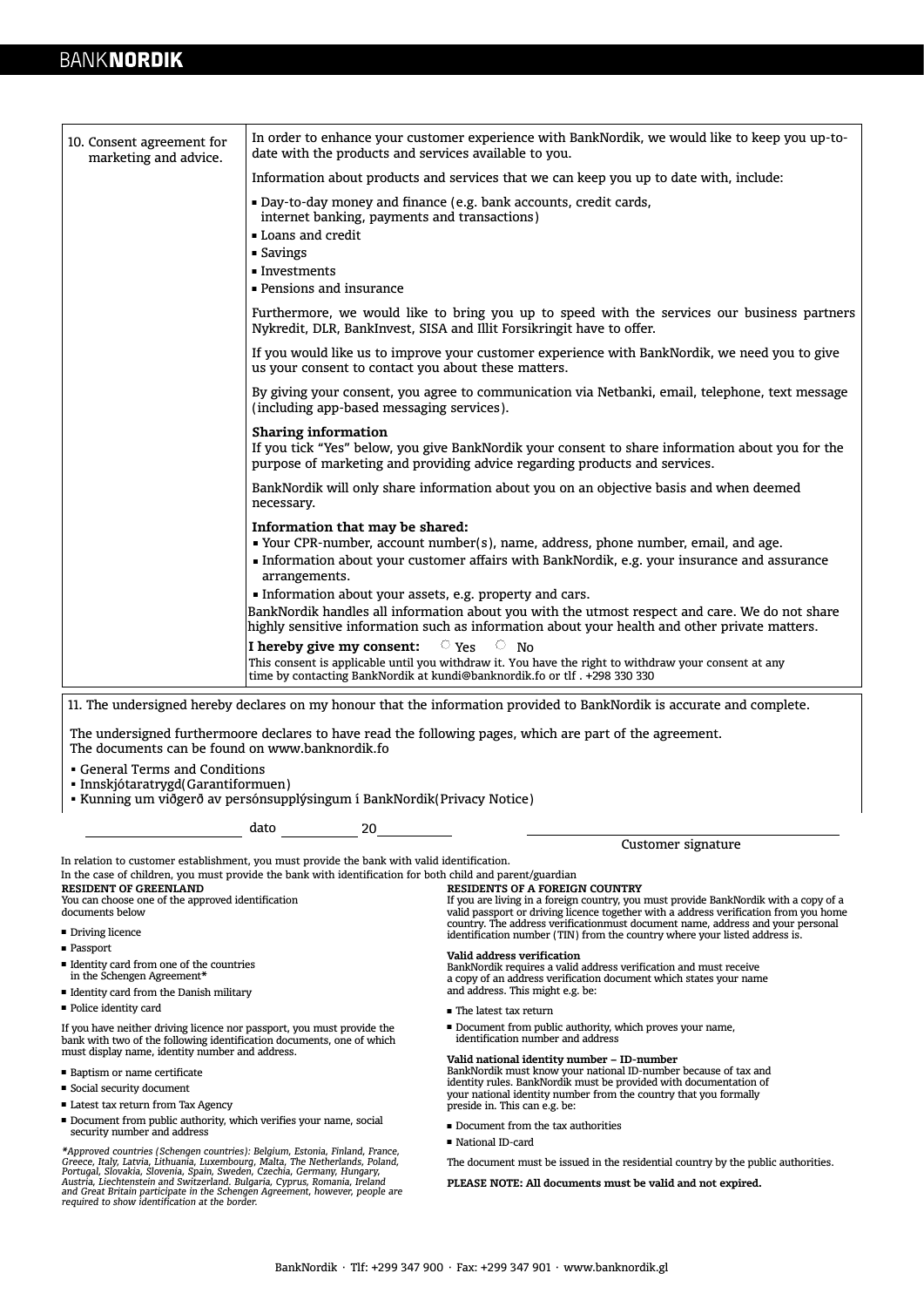| | |
|---|---|
| 10. Consent agreement for marketing and advice. | In order to enhance your customer experience with BankNordik, we would like to keep you up-to-date with the products and services available to you.<br><br>Information about products and services that we can keep you up to date with, include:<br><br>▪ Day-to-day money and finance (e.g. bank accounts, credit cards, internet banking, payments and transactions)<br>▪ Loans and credit<br>▪ Savings<br>▪ Investments<br>▪ Pensions and insurance<br><br>Furthermore, we would like to bring you up to speed with the services our business partners Nykredit, DLR, BankInvest, SISA and Illit Forsikringit have to offer.<br><br>If you would like us to improve your customer experience with BankNordik, we need you to give us your consent to contact you about these matters.<br><br>By giving your consent, you agree to communication via Netbanki, email, telephone, text message (including app-based messaging services).<br><br>**Sharing information**<br>If you tick "Yes" below, you give BankNordik your consent to share information about you for the purpose of marketing and providing advice regarding products and services.<br><br>BankNordik will only share information about you on an objective basis and when deemed necessary.<br><br>**Information that may be shared:**<br>▪ Your CPR-number, account number(s), name, address, phone number, email, and age.<br>▪ Information about your customer affairs with BankNordik, e.g. your insurance and assurance arrangements.<br>▪ Information about your assets, e.g. property and cars.<br>BankNordik handles all information about you with the utmost respect and care. We do not share highly sensitive information such as information about your health and other private matters.<br>**I hereby give my consent:** ○ Yes ○ No<br>This consent is applicable until you withdraw it. You have the right to withdraw your consent at any time by contacting BankNordik at kundi@banknordik.fo or tlf . +298 330 330 |

11. The undersigned hereby declares on my honour that the information provided to BankNordik is accurate and complete.

The undersigned furthermoore declares to have read the following pages, which are part of the agreement.
The documents can be found on www.banknordik.fo

- General Terms and Conditions
- Innskjótaratrygd(Garantiformuen)
- Kunning um viðgerð av persónsupplýsingum í BankNordik(Privacy Notice)

\_\_\_\_\_\_\_\_\_\_\_\_\_\_ dato \_\_\_\_\_\_\_\_ 20\_\_\_\_\_\_\_\_ \_\_\_\_\_\_\_\_\_\_\_\_\_\_\_\_\_\_\_\_\_\_\_\_\_\_

Customer signature

In relation to customer establishment, you must provide the bank with valid identification.
In the case of children, you must provide the bank with identification for both child and parent/guardian

**RESIDENT OF GREENLAND**
You can choose one of the approved identification documents below

- Driving licence
- Passport
- Identity card from one of the countries in the Schengen Agreement*
- Identity card from the Danish military
- Police identity card

If you have neither driving licence nor passport, you must provide the bank with two of the following identification documents, one of which must display name, identity number and address.

- Baptism or name certificate
- Social security document
- Latest tax return from Tax Agency
- Document from public authority, which verifies your name, social security number and address

*\*Approved countries (Schengen countries): Belgium, Estonia, Finland, France, Greece, Italy, Latvia, Lithuania, Luxembourg, Malta, The Netherlands, Poland, Portugal, Slovakia, Slovenia, Spain, Sweden, Czechia, Germany, Hungary, Austria, Liechtenstein and Switzerland. Bulgaria, Cyprus, Romania, Ireland and Great Britain participate in the Schengen Agreement, however, people are required to show identification at the border.*

**RESIDENTS OF A FOREIGN COUNTRY**
If you are living in a foreign country, you must provide BankNordik with a copy of a valid passport or driving licence together with a address verification from you home country. The address verificationmust document name, address and your personal identification number (TIN) from the country where your listed address is.

**Valid address verification**
BankNordik requires a valid address verification and must receive a copy of an address verification document which states your name and address. This might e.g. be:

- The latest tax return
- Document from public authority, which proves your name, identification number and address

**Valid national identity number – ID-number**
BankNordik must know your national ID-number because of tax and identity rules. BankNordik must be provided with documentation of your national identity number from the country that you formally preside in. This can e.g. be:

- Document from the tax authorities
- National ID-card

The document must be issued in the residential country by the public authorities.

**PLEASE NOTE: All documents must be valid and not expired.**